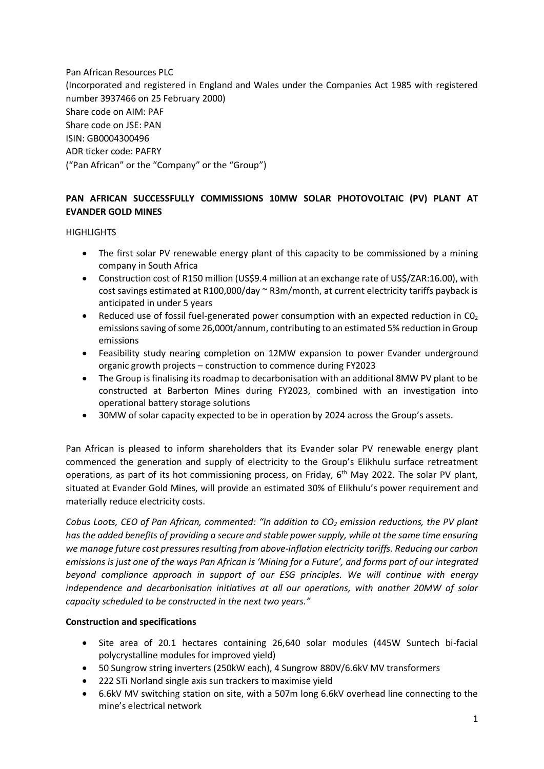Pan African Resources PLC
(Incorporated and registered in England and Wales under the Companies Act 1985 with registered number 3937466 on 25 February 2000)
Share code on AIM: PAF
Share code on JSE: PAN
ISIN: GB0004300496
ADR ticker code: PAFRY
("Pan African" or the "Company" or the "Group")

# PAN AFRICAN SUCCESSFULLY COMMISSIONS 10MW SOLAR PHOTOVOLTAIC (PV) PLANT AT EVANDER GOLD MINES

HIGHLIGHTS

- The first solar PV renewable energy plant of this capacity to be commissioned by a mining company in South Africa
- Construction cost of R150 million (US$9.4 million at an exchange rate of US$/ZAR:16.00), with cost savings estimated at R100,000/day ~ R3m/month, at current electricity tariffs payback is anticipated in under 5 years
- Reduced use of fossil fuel-generated power consumption with an expected reduction in $C0_2$ emissions saving of some 26,000t/annum, contributing to an estimated 5% reduction in Group emissions
- Feasibility study nearing completion on 12MW expansion to power Evander underground organic growth projects – construction to commence during FY2023
- The Group is finalising its roadmap to decarbonisation with an additional 8MW PV plant to be constructed at Barberton Mines during FY2023, combined with an investigation into operational battery storage solutions
- 30MW of solar capacity expected to be in operation by 2024 across the Group's assets.

Pan African is pleased to inform shareholders that its Evander solar PV renewable energy plant commenced the generation and supply of electricity to the Group's Elikhulu surface retreatment operations, as part of its hot commissioning process, on Friday, 6th May 2022. The solar PV plant, situated at Evander Gold Mines, will provide an estimated 30% of Elikhulu's power requirement and materially reduce electricity costs.

*Cobus Loots, CEO of Pan African, commented: "In addition to $CO_2$ emission reductions, the PV plant has the added benefits of providing a secure and stable power supply, while at the same time ensuring we manage future cost pressures resulting from above-inflation electricity tariffs. Reducing our carbon emissions is just one of the ways Pan African is 'Mining for a Future', and forms part of our integrated beyond compliance approach in support of our ESG principles. We will continue with energy independence and decarbonisation initiatives at all our operations, with another 20MW of solar capacity scheduled to be constructed in the next two years."*

**Construction and specifications**

- Site area of 20.1 hectares containing 26,640 solar modules (445W Suntech bi-facial polycrystalline modules for improved yield)
- 50 Sungrow string inverters (250kW each), 4 Sungrow 880V/6.6kV MV transformers
- 222 STi Norland single axis sun trackers to maximise yield
- 6.6kV MV switching station on site, with a 507m long 6.6kV overhead line connecting to the mine's electrical network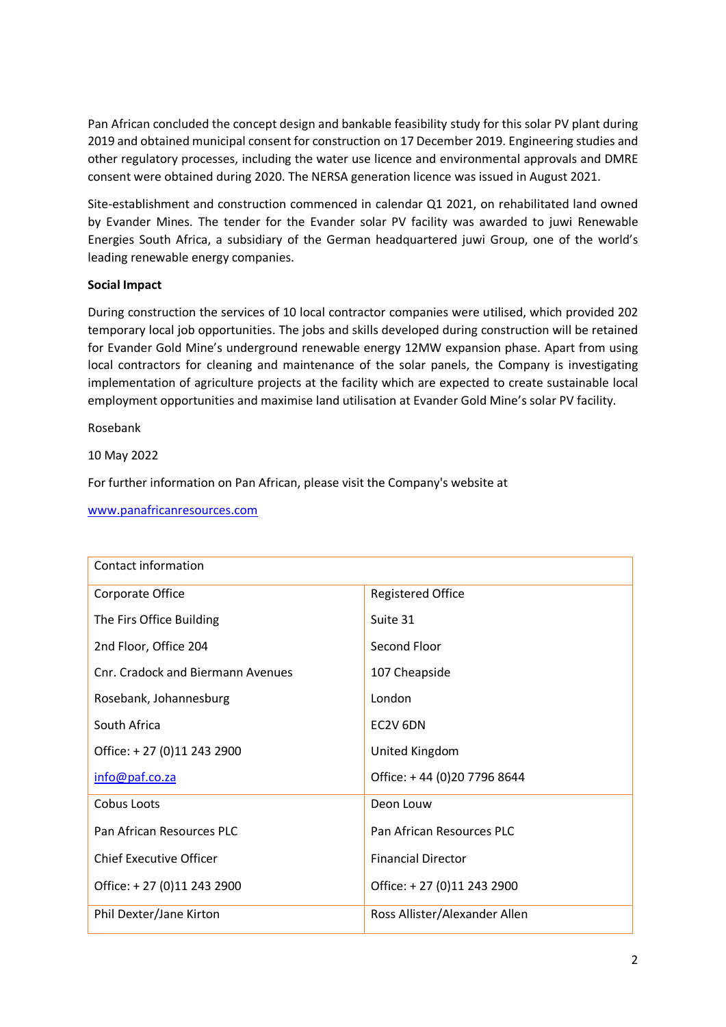Pan African concluded the concept design and bankable feasibility study for this solar PV plant during 2019 and obtained municipal consent for construction on 17 December 2019. Engineering studies and other regulatory processes, including the water use licence and environmental approvals and DMRE consent were obtained during 2020. The NERSA generation licence was issued in August 2021.

Site-establishment and construction commenced in calendar Q1 2021, on rehabilitated land owned by Evander Mines. The tender for the Evander solar PV facility was awarded to juwi Renewable Energies South Africa, a subsidiary of the German headquartered juwi Group, one of the world's leading renewable energy companies.

**Social Impact**

During construction the services of 10 local contractor companies were utilised, which provided 202 temporary local job opportunities. The jobs and skills developed during construction will be retained for Evander Gold Mine's underground renewable energy 12MW expansion phase. Apart from using local contractors for cleaning and maintenance of the solar panels, the Company is investigating implementation of agriculture projects at the facility which are expected to create sustainable local employment opportunities and maximise land utilisation at Evander Gold Mine's solar PV facility.

Rosebank

10 May 2022

For further information on Pan African, please visit the Company's website at

www.panafricanresources.com

| Contact information | |
|---|---|
| Corporate Office<br>The Firs Office Building<br>2nd Floor, Office 204<br>Cnr. Cradock and Biermann Avenues<br>Rosebank, Johannesburg<br>South Africa<br>Office: + 27 (0)11 243 2900<br>info@paf.co.za | Registered Office<br>Suite 31<br>Second Floor<br>107 Cheapside<br>London<br>EC2V 6DN<br>United Kingdom<br>Office: + 44 (0)20 7796 8644 |
| Cobus Loots<br>Pan African Resources PLC<br>Chief Executive Officer<br>Office: + 27 (0)11 243 2900 | Deon Louw<br>Pan African Resources PLC<br>Financial Director<br>Office: + 27 (0)11 243 2900 |
| Phil Dexter/Jane Kirton | Ross Allister/Alexander Allen |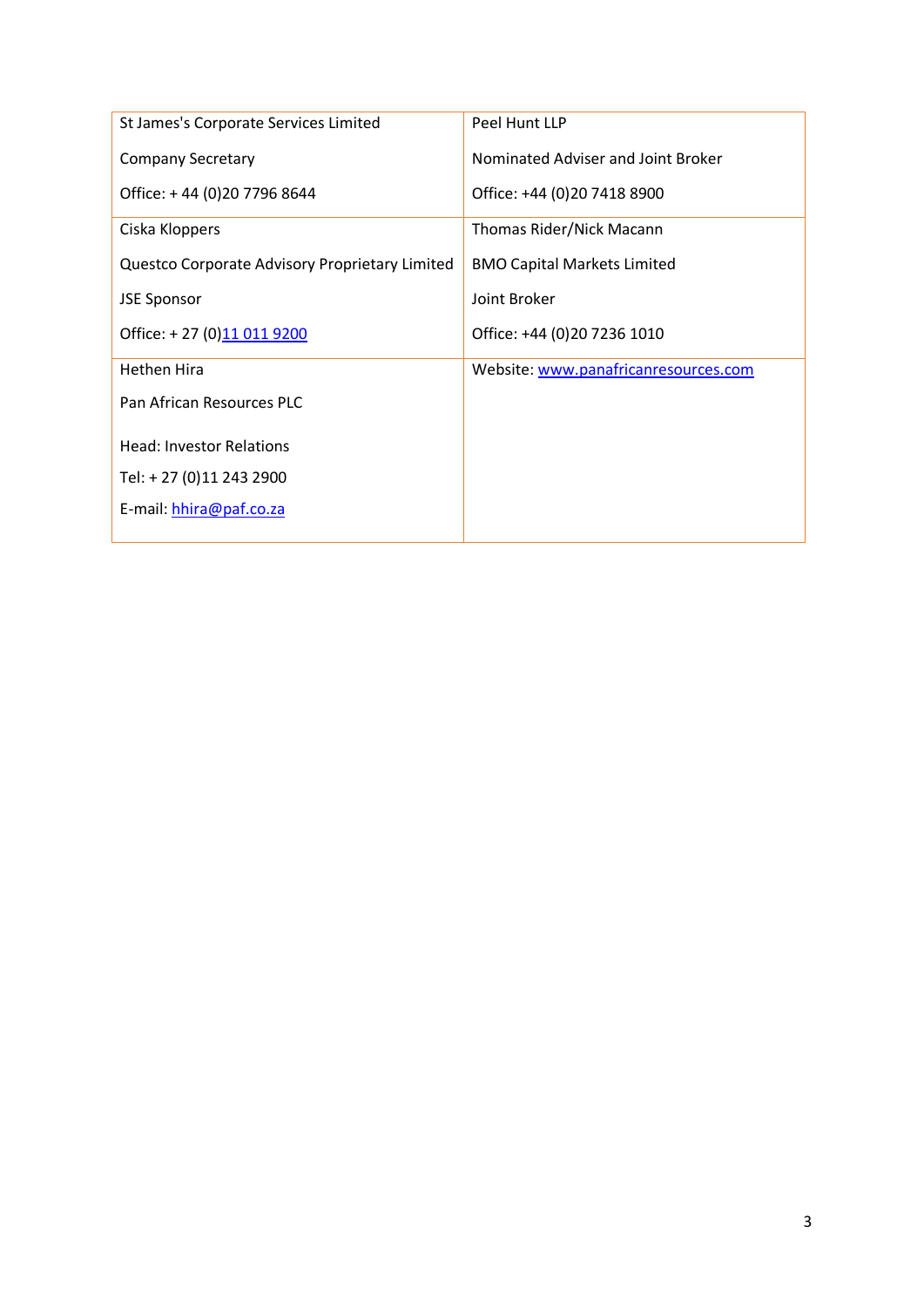| | |
|---|---|
| St James's Corporate Services Limited<br><br>Company Secretary<br><br>Office: + 44 (0)20 7796 8644 | Peel Hunt LLP<br><br>Nominated Adviser and Joint Broker<br><br>Office: +44 (0)20 7418 8900 |
| Ciska Kloppers<br><br>Questco Corporate Advisory Proprietary Limited<br><br>JSE Sponsor<br><br>Office: + 27 (0)11 011 9200 | Thomas Rider/Nick Macann<br><br>BMO Capital Markets Limited<br><br>Joint Broker<br><br>Office: +44 (0)20 7236 1010 |
| Hethen Hira<br><br>Pan African Resources PLC<br><br>Head: Investor Relations<br><br>Tel: + 27 (0)11 243 2900<br><br>E-mail: hhira@paf.co.za | Website: www.panafricanresources.com |